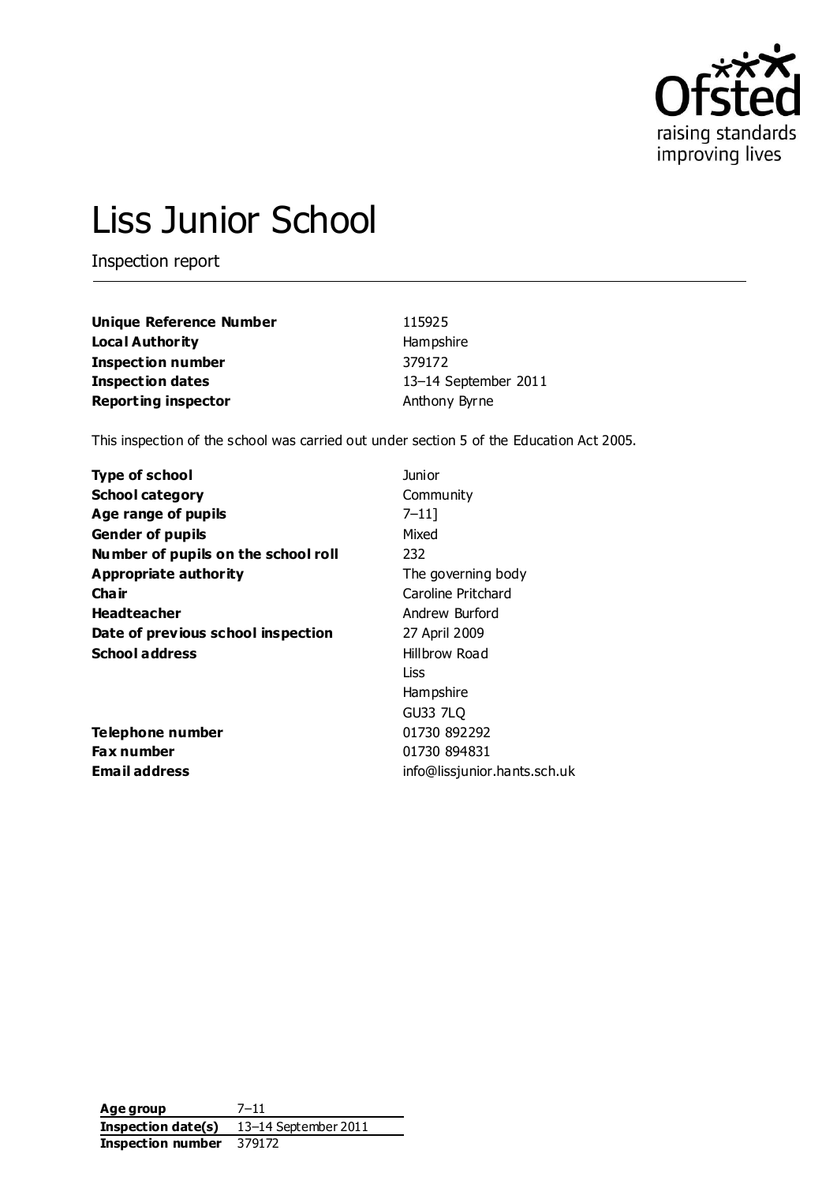Ofsted
raising standards
improving lives

# Liss Junior School

Inspection report

| | |
|---|---|
| **Unique Reference Number** | 115925 |
| **Local Authority** | Hampshire |
| **Inspection number** | 379172 |
| **Inspection dates** | 13–14 September 2011 |
| **Reporting inspector** | Anthony Byrne |

This inspection of the school was carried out under section 5 of the Education Act 2005.

| | |
|---|---|
| **Type of school** | Junior |
| **School category** | Community |
| **Age range of pupils** | 7–11] |
| **Gender of pupils** | Mixed |
| **Number of pupils on the school roll** | 232 |
| **Appropriate authority** | The governing body |
| **Chair** | Caroline Pritchard |
| **Headteacher** | Andrew Burford |
| **Date of previous school inspection** | 27 April 2009 |
| **School address** | Hillbrow Road<br>Liss<br>Hampshire<br>GU33 7LQ |
| **Telephone number** | 01730 892292 |
| **Fax number** | 01730 894831 |
| **Email address** | info@lissjunior.hants.sch.uk |

| | |
|---|---|
| **Age group** | 7–11 |
| **Inspection date(s)** | 13–14 September 2011 |
| **Inspection number** | 379172 |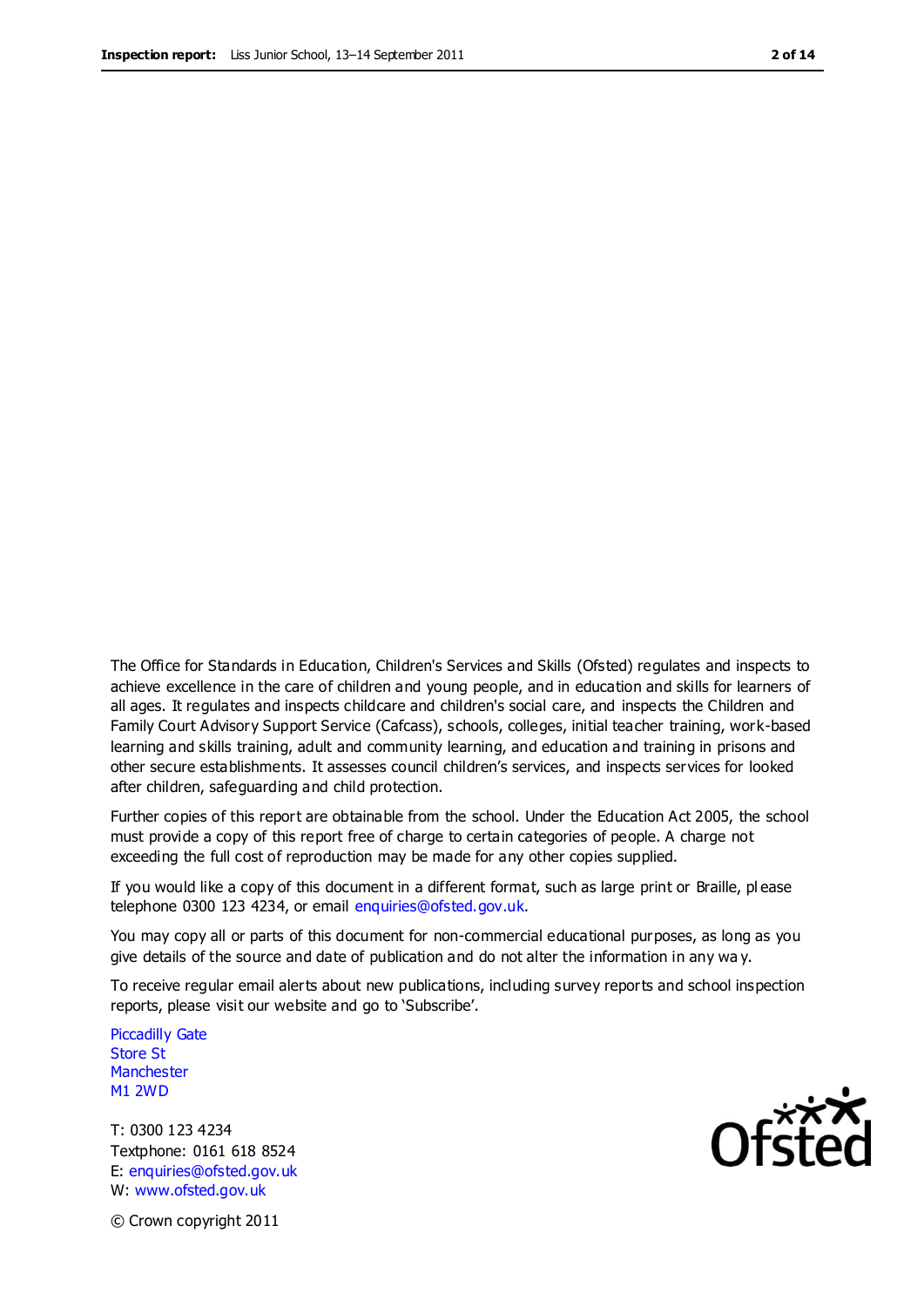The Office for Standards in Education, Children's Services and Skills (Ofsted) regulates and inspects to achieve excellence in the care of children and young people, and in education and skills for learners of all ages. It regulates and inspects childcare and children's social care, and inspects the Children and Family Court Advisory Support Service (Cafcass), schools, colleges, initial teacher training, work-based learning and skills training, adult and community learning, and education and training in prisons and other secure establishments. It assesses council children's services, and inspects services for looked after children, safeguarding and child protection.

Further copies of this report are obtainable from the school. Under the Education Act 2005, the school must provide a copy of this report free of charge to certain categories of people. A charge not exceeding the full cost of reproduction may be made for any other copies supplied.

If you would like a copy of this document in a different format, such as large print or Braille, please telephone 0300 123 4234, or email enquiries@ofsted.gov.uk.

You may copy all or parts of this document for non-commercial educational purposes, as long as you give details of the source and date of publication and do not alter the information in any way.

To receive regular email alerts about new publications, including survey reports and school inspection reports, please visit our website and go to 'Subscribe'.

Piccadilly Gate
Store St
Manchester
M1 2WD

T: 0300 123 4234
Textphone: 0161 618 8524
E: enquiries@ofsted.gov.uk
W: www.ofsted.gov.uk

© Crown copyright 2011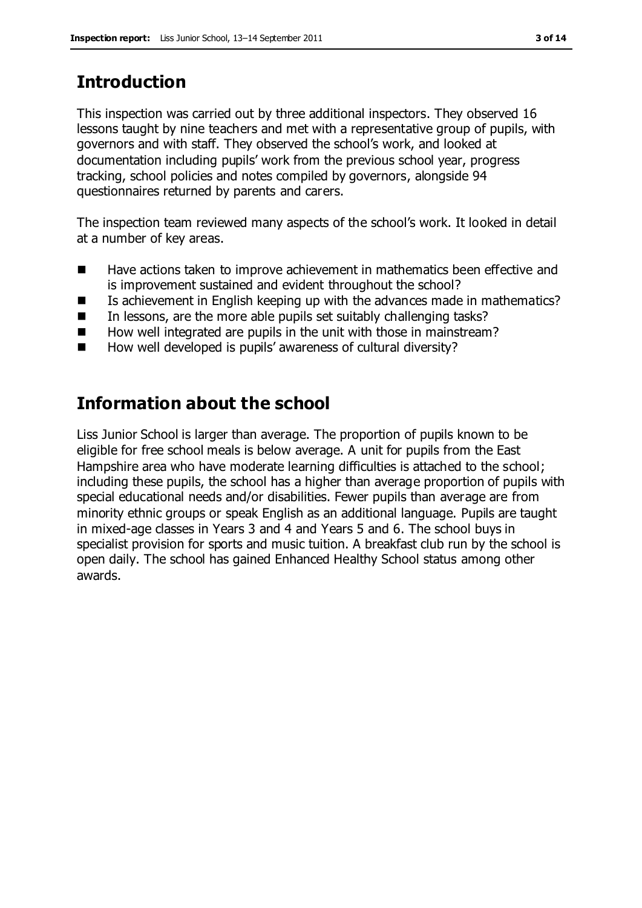## Introduction

This inspection was carried out by three additional inspectors. They observed 16 lessons taught by nine teachers and met with a representative group of pupils, with governors and with staff. They observed the school's work, and looked at documentation including pupils' work from the previous school year, progress tracking, school policies and notes compiled by governors, alongside 94 questionnaires returned by parents and carers.

The inspection team reviewed many aspects of the school's work. It looked in detail at a number of key areas.

- Have actions taken to improve achievement in mathematics been effective and is improvement sustained and evident throughout the school?
- Is achievement in English keeping up with the advances made in mathematics?
- In lessons, are the more able pupils set suitably challenging tasks?
- How well integrated are pupils in the unit with those in mainstream?
- How well developed is pupils' awareness of cultural diversity?

## Information about the school

Liss Junior School is larger than average. The proportion of pupils known to be eligible for free school meals is below average. A unit for pupils from the East Hampshire area who have moderate learning difficulties is attached to the school; including these pupils, the school has a higher than average proportion of pupils with special educational needs and/or disabilities. Fewer pupils than average are from minority ethnic groups or speak English as an additional language. Pupils are taught in mixed-age classes in Years 3 and 4 and Years 5 and 6. The school buys in specialist provision for sports and music tuition. A breakfast club run by the school is open daily. The school has gained Enhanced Healthy School status among other awards.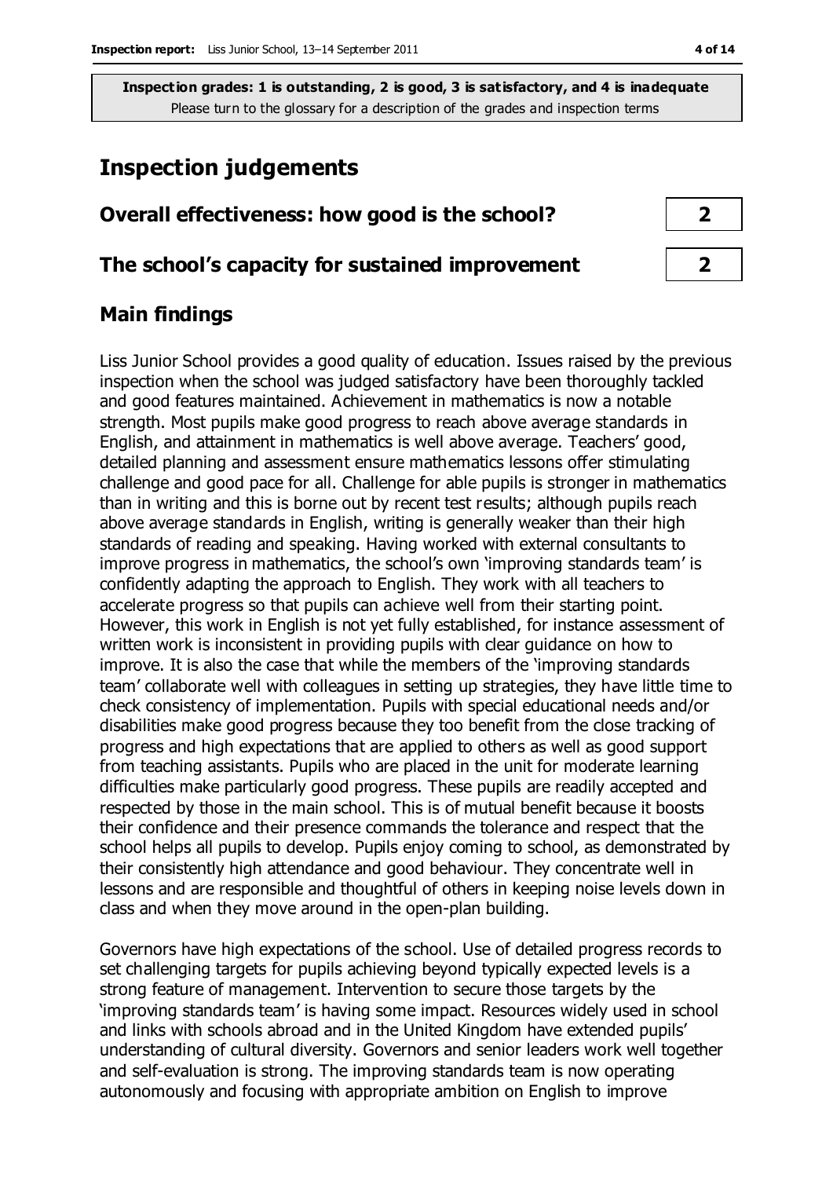**Inspection grades: 1 is outstanding, 2 is good, 3 is satisfactory, and 4 is inadequate**
Please turn to the glossary for a description of the grades and inspection terms

# Inspection judgements

| | |
|---|---|
| **Overall effectiveness: how good is the school?** | **2** |
| **The school's capacity for sustained improvement** | **2** |

## Main findings

Liss Junior School provides a good quality of education. Issues raised by the previous inspection when the school was judged satisfactory have been thoroughly tackled and good features maintained. Achievement in mathematics is now a notable strength. Most pupils make good progress to reach above average standards in English, and attainment in mathematics is well above average. Teachers' good, detailed planning and assessment ensure mathematics lessons offer stimulating challenge and good pace for all. Challenge for able pupils is stronger in mathematics than in writing and this is borne out by recent test results; although pupils reach above average standards in English, writing is generally weaker than their high standards of reading and speaking. Having worked with external consultants to improve progress in mathematics, the school's own 'improving standards team' is confidently adapting the approach to English. They work with all teachers to accelerate progress so that pupils can achieve well from their starting point. However, this work in English is not yet fully established, for instance assessment of written work is inconsistent in providing pupils with clear guidance on how to improve. It is also the case that while the members of the 'improving standards team' collaborate well with colleagues in setting up strategies, they have little time to check consistency of implementation. Pupils with special educational needs and/or disabilities make good progress because they too benefit from the close tracking of progress and high expectations that are applied to others as well as good support from teaching assistants. Pupils who are placed in the unit for moderate learning difficulties make particularly good progress. These pupils are readily accepted and respected by those in the main school. This is of mutual benefit because it boosts their confidence and their presence commands the tolerance and respect that the school helps all pupils to develop. Pupils enjoy coming to school, as demonstrated by their consistently high attendance and good behaviour. They concentrate well in lessons and are responsible and thoughtful of others in keeping noise levels down in class and when they move around in the open-plan building.

Governors have high expectations of the school. Use of detailed progress records to set challenging targets for pupils achieving beyond typically expected levels is a strong feature of management. Intervention to secure those targets by the 'improving standards team' is having some impact. Resources widely used in school and links with schools abroad and in the United Kingdom have extended pupils' understanding of cultural diversity. Governors and senior leaders work well together and self-evaluation is strong. The improving standards team is now operating autonomously and focusing with appropriate ambition on English to improve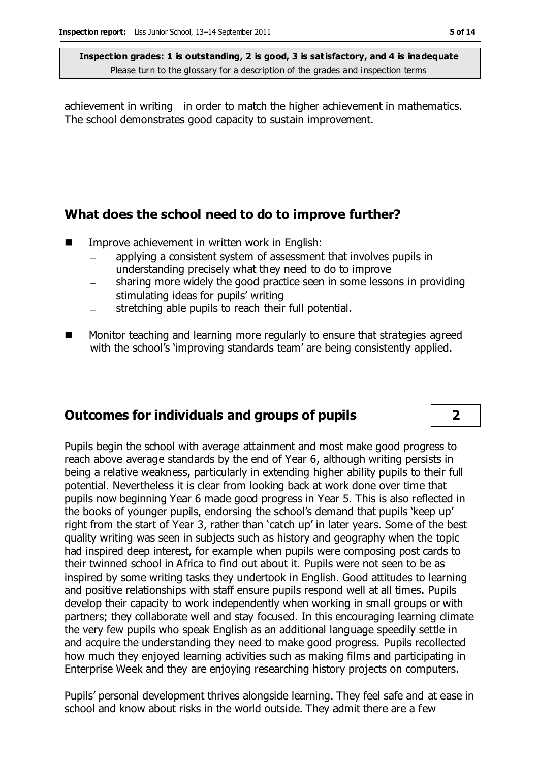achievement in writing in order to match the higher achievement in mathematics. The school demonstrates good capacity to sustain improvement.

## What does the school need to do to improve further?

- Improve achievement in written work in English:
  - applying a consistent system of assessment that involves pupils in understanding precisely what they need to do to improve
  - sharing more widely the good practice seen in some lessons in providing stimulating ideas for pupils' writing
  - stretching able pupils to reach their full potential.
- Monitor teaching and learning more regularly to ensure that strategies agreed with the school's 'improving standards team' are being consistently applied.

## Outcomes for individuals and groups of pupils — 2

Pupils begin the school with average attainment and most make good progress to reach above average standards by the end of Year 6, although writing persists in being a relative weakness, particularly in extending higher ability pupils to their full potential. Nevertheless it is clear from looking back at work done over time that pupils now beginning Year 6 made good progress in Year 5. This is also reflected in the books of younger pupils, endorsing the school's demand that pupils 'keep up' right from the start of Year 3, rather than 'catch up' in later years. Some of the best quality writing was seen in subjects such as history and geography when the topic had inspired deep interest, for example when pupils were composing post cards to their twinned school in Africa to find out about it. Pupils were not seen to be as inspired by some writing tasks they undertook in English. Good attitudes to learning and positive relationships with staff ensure pupils respond well at all times. Pupils develop their capacity to work independently when working in small groups or with partners; they collaborate well and stay focused. In this encouraging learning climate the very few pupils who speak English as an additional language speedily settle in and acquire the understanding they need to make good progress. Pupils recollected how much they enjoyed learning activities such as making films and participating in Enterprise Week and they are enjoying researching history projects on computers.

Pupils' personal development thrives alongside learning. They feel safe and at ease in school and know about risks in the world outside. They admit there are a few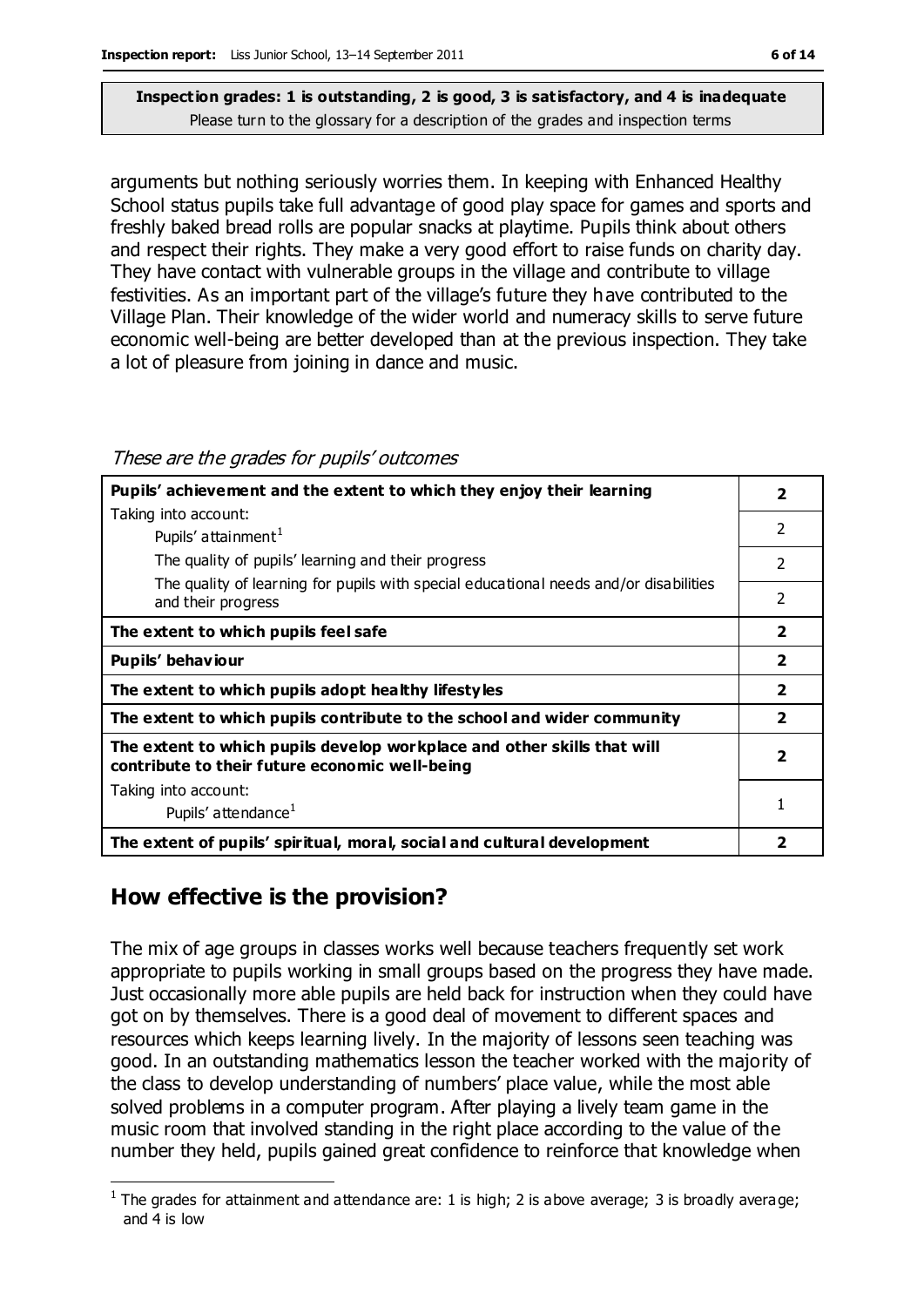**Inspection grades: 1 is outstanding, 2 is good, 3 is satisfactory, and 4 is inadequate**
Please turn to the glossary for a description of the grades and inspection terms

arguments but nothing seriously worries them. In keeping with Enhanced Healthy School status pupils take full advantage of good play space for games and sports and freshly baked bread rolls are popular snacks at playtime. Pupils think about others and respect their rights. They make a very good effort to raise funds on charity day. They have contact with vulnerable groups in the village and contribute to village festivities. As an important part of the village's future they have contributed to the Village Plan. Their knowledge of the wider world and numeracy skills to serve future economic well-being are better developed than at the previous inspection. They take a lot of pleasure from joining in dance and music.

*These are the grades for pupils' outcomes*

| | |
|---|---|
| **Pupils' achievement and the extent to which they enjoy their learning** | **2** |
| Taking into account: Pupils' attainment[1] | 2 |
| The quality of pupils' learning and their progress | 2 |
| The quality of learning for pupils with special educational needs and/or disabilities and their progress | 2 |
| **The extent to which pupils feel safe** | **2** |
| **Pupils' behaviour** | **2** |
| **The extent to which pupils adopt healthy lifestyles** | **2** |
| **The extent to which pupils contribute to the school and wider community** | **2** |
| **The extent to which pupils develop workplace and other skills that will contribute to their future economic well-being** | **2** |
| Taking into account: Pupils' attendance[1] | 1 |
| **The extent of pupils' spiritual, moral, social and cultural development** | **2** |

## How effective is the provision?

The mix of age groups in classes works well because teachers frequently set work appropriate to pupils working in small groups based on the progress they have made. Just occasionally more able pupils are held back for instruction when they could have got on by themselves. There is a good deal of movement to different spaces and resources which keeps learning lively. In the majority of lessons seen teaching was good. In an outstanding mathematics lesson the teacher worked with the majority of the class to develop understanding of numbers' place value, while the most able solved problems in a computer program. After playing a lively team game in the music room that involved standing in the right place according to the value of the number they held, pupils gained great confidence to reinforce that knowledge when

[1] The grades for attainment and attendance are: 1 is high; 2 is above average; 3 is broadly average; and 4 is low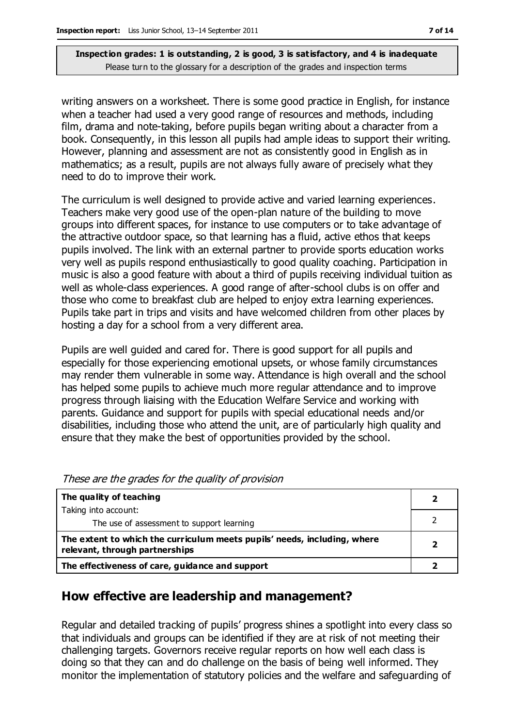**Inspection grades: 1 is outstanding, 2 is good, 3 is satisfactory, and 4 is inadequate**
Please turn to the glossary for a description of the grades and inspection terms

writing answers on a worksheet. There is some good practice in English, for instance when a teacher had used a very good range of resources and methods, including film, drama and note-taking, before pupils began writing about a character from a book. Consequently, in this lesson all pupils had ample ideas to support their writing. However, planning and assessment are not as consistently good in English as in mathematics; as a result, pupils are not always fully aware of precisely what they need to do to improve their work.

The curriculum is well designed to provide active and varied learning experiences. Teachers make very good use of the open-plan nature of the building to move groups into different spaces, for instance to use computers or to take advantage of the attractive outdoor space, so that learning has a fluid, active ethos that keeps pupils involved. The link with an external partner to provide sports education works very well as pupils respond enthusiastically to good quality coaching. Participation in music is also a good feature with about a third of pupils receiving individual tuition as well as whole-class experiences. A good range of after-school clubs is on offer and those who come to breakfast club are helped to enjoy extra learning experiences. Pupils take part in trips and visits and have welcomed children from other places by hosting a day for a school from a very different area.

Pupils are well guided and cared for. There is good support for all pupils and especially for those experiencing emotional upsets, or whose family circumstances may render them vulnerable in some way. Attendance is high overall and the school has helped some pupils to achieve much more regular attendance and to improve progress through liaising with the Education Welfare Service and working with parents. Guidance and support for pupils with special educational needs and/or disabilities, including those who attend the unit, are of particularly high quality and ensure that they make the best of opportunities provided by the school.

*These are the grades for the quality of provision*

| | |
|---|---|
| **The quality of teaching** | **2** |
| Taking into account: The use of assessment to support learning | 2 |
| **The extent to which the curriculum meets pupils' needs, including, where relevant, through partnerships** | **2** |
| **The effectiveness of care, guidance and support** | **2** |

## How effective are leadership and management?

Regular and detailed tracking of pupils' progress shines a spotlight into every class so that individuals and groups can be identified if they are at risk of not meeting their challenging targets. Governors receive regular reports on how well each class is doing so that they can and do challenge on the basis of being well informed. They monitor the implementation of statutory policies and the welfare and safeguarding of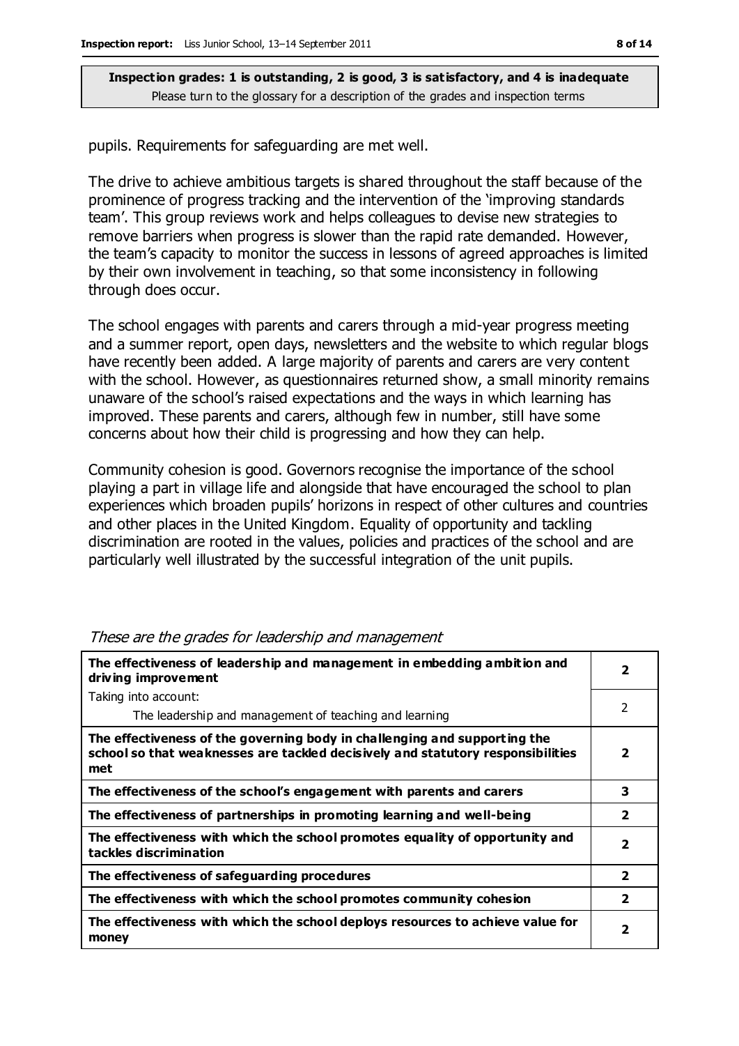**Inspection grades: 1 is outstanding, 2 is good, 3 is satisfactory, and 4 is inadequate**
Please turn to the glossary for a description of the grades and inspection terms

pupils. Requirements for safeguarding are met well.

The drive to achieve ambitious targets is shared throughout the staff because of the prominence of progress tracking and the intervention of the 'improving standards team'. This group reviews work and helps colleagues to devise new strategies to remove barriers when progress is slower than the rapid rate demanded. However, the team's capacity to monitor the success in lessons of agreed approaches is limited by their own involvement in teaching, so that some inconsistency in following through does occur.

The school engages with parents and carers through a mid-year progress meeting and a summer report, open days, newsletters and the website to which regular blogs have recently been added. A large majority of parents and carers are very content with the school. However, as questionnaires returned show, a small minority remains unaware of the school's raised expectations and the ways in which learning has improved. These parents and carers, although few in number, still have some concerns about how their child is progressing and how they can help.

Community cohesion is good. Governors recognise the importance of the school playing a part in village life and alongside that have encouraged the school to plan experiences which broaden pupils' horizons in respect of other cultures and countries and other places in the United Kingdom. Equality of opportunity and tackling discrimination are rooted in the values, policies and practices of the school and are particularly well illustrated by the successful integration of the unit pupils.

*These are the grades for leadership and management*

| | |
|---|---|
| **The effectiveness of leadership and management in embedding ambition and driving improvement** | **2** |
| Taking into account: The leadership and management of teaching and learning | 2 |
| **The effectiveness of the governing body in challenging and supporting the school so that weaknesses are tackled decisively and statutory responsibilities met** | **2** |
| **The effectiveness of the school's engagement with parents and carers** | **3** |
| **The effectiveness of partnerships in promoting learning and well-being** | **2** |
| **The effectiveness with which the school promotes equality of opportunity and tackles discrimination** | **2** |
| **The effectiveness of safeguarding procedures** | **2** |
| **The effectiveness with which the school promotes community cohesion** | **2** |
| **The effectiveness with which the school deploys resources to achieve value for money** | **2** |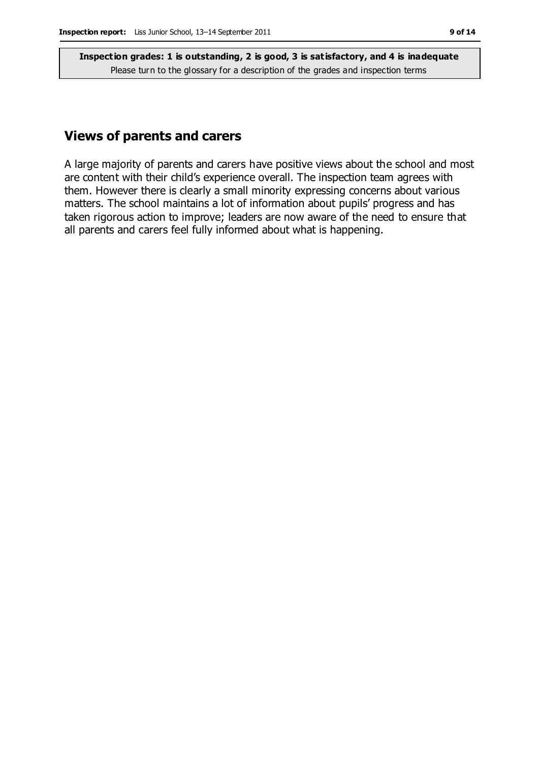**Inspection grades: 1 is outstanding, 2 is good, 3 is satisfactory, and 4 is inadequate**
Please turn to the glossary for a description of the grades and inspection terms

## Views of parents and carers

A large majority of parents and carers have positive views about the school and most are content with their child's experience overall. The inspection team agrees with them. However there is clearly a small minority expressing concerns about various matters. The school maintains a lot of information about pupils' progress and has taken rigorous action to improve; leaders are now aware of the need to ensure that all parents and carers feel fully informed about what is happening.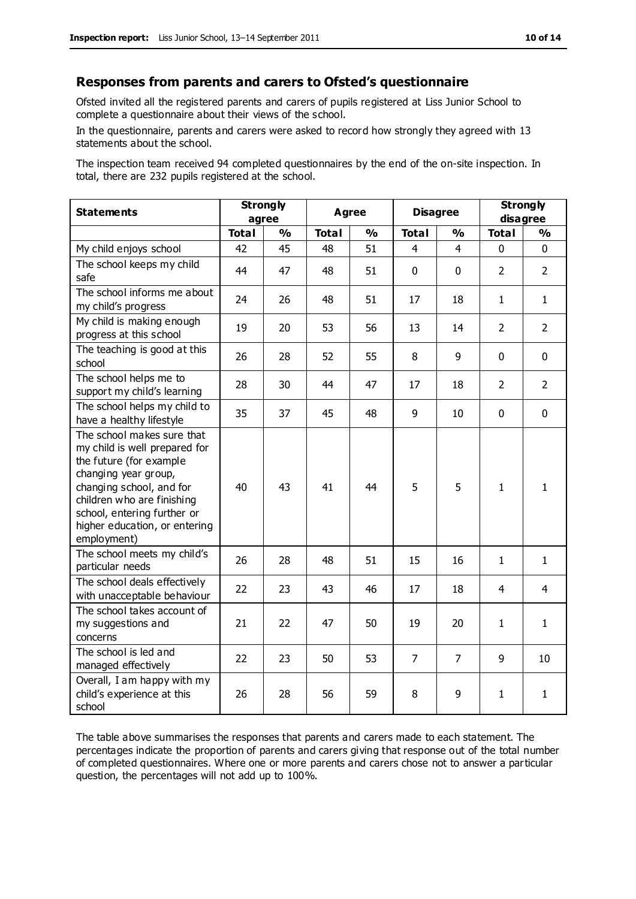## Responses from parents and carers to Ofsted's questionnaire

Ofsted invited all the registered parents and carers of pupils registered at Liss Junior School to complete a questionnaire about their views of the school.

In the questionnaire, parents and carers were asked to record how strongly they agreed with 13 statements about the school.

The inspection team received 94 completed questionnaires by the end of the on-site inspection. In total, there are 232 pupils registered at the school.

| Statements | Strongly agree | | Agree | | Disagree | | Strongly disagree | |
|---|---|---|---|---|---|---|---|---|
| | Total | % | Total | % | Total | % | Total | % |
| My child enjoys school | 42 | 45 | 48 | 51 | 4 | 4 | 0 | 0 |
| The school keeps my child safe | 44 | 47 | 48 | 51 | 0 | 0 | 2 | 2 |
| The school informs me about my child's progress | 24 | 26 | 48 | 51 | 17 | 18 | 1 | 1 |
| My child is making enough progress at this school | 19 | 20 | 53 | 56 | 13 | 14 | 2 | 2 |
| The teaching is good at this school | 26 | 28 | 52 | 55 | 8 | 9 | 0 | 0 |
| The school helps me to support my child's learning | 28 | 30 | 44 | 47 | 17 | 18 | 2 | 2 |
| The school helps my child to have a healthy lifestyle | 35 | 37 | 45 | 48 | 9 | 10 | 0 | 0 |
| The school makes sure that my child is well prepared for the future (for example changing year group, changing school, and for children who are finishing school, entering further or higher education, or entering employment) | 40 | 43 | 41 | 44 | 5 | 5 | 1 | 1 |
| The school meets my child's particular needs | 26 | 28 | 48 | 51 | 15 | 16 | 1 | 1 |
| The school deals effectively with unacceptable behaviour | 22 | 23 | 43 | 46 | 17 | 18 | 4 | 4 |
| The school takes account of my suggestions and concerns | 21 | 22 | 47 | 50 | 19 | 20 | 1 | 1 |
| The school is led and managed effectively | 22 | 23 | 50 | 53 | 7 | 7 | 9 | 10 |
| Overall, I am happy with my child's experience at this school | 26 | 28 | 56 | 59 | 8 | 9 | 1 | 1 |

The table above summarises the responses that parents and carers made to each statement. The percentages indicate the proportion of parents and carers giving that response out of the total number of completed questionnaires. Where one or more parents and carers chose not to answer a particular question, the percentages will not add up to 100%.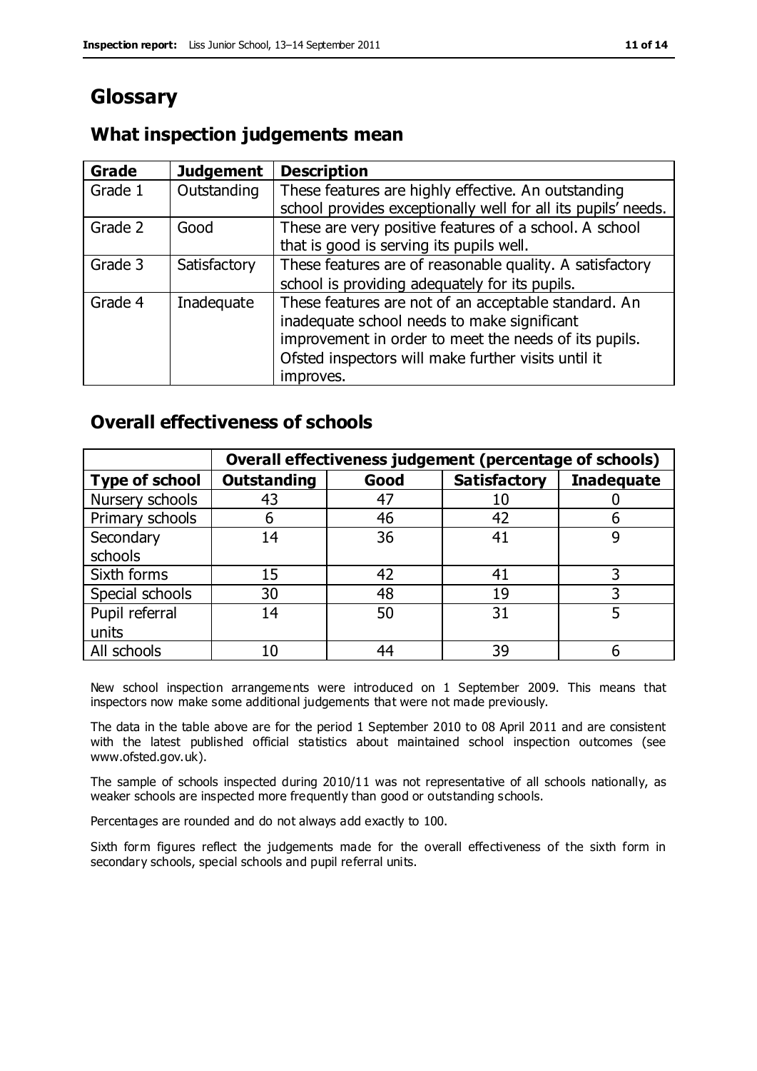# Glossary

## What inspection judgements mean

| Grade | Judgement | Description |
|---|---|---|
| Grade 1 | Outstanding | These features are highly effective. An outstanding school provides exceptionally well for all its pupils' needs. |
| Grade 2 | Good | These are very positive features of a school. A school that is good is serving its pupils well. |
| Grade 3 | Satisfactory | These features are of reasonable quality. A satisfactory school is providing adequately for its pupils. |
| Grade 4 | Inadequate | These features are not of an acceptable standard. An inadequate school needs to make significant improvement in order to meet the needs of its pupils. Ofsted inspectors will make further visits until it improves. |

## Overall effectiveness of schools

| | Overall effectiveness judgement (percentage of schools) | | | |
|---|---|---|---|---|
| **Type of school** | **Outstanding** | **Good** | **Satisfactory** | **Inadequate** |
| Nursery schools | 43 | 47 | 10 | 0 |
| Primary schools | 6 | 46 | 42 | 6 |
| Secondary schools | 14 | 36 | 41 | 9 |
| Sixth forms | 15 | 42 | 41 | 3 |
| Special schools | 30 | 48 | 19 | 3 |
| Pupil referral units | 14 | 50 | 31 | 5 |
| All schools | 10 | 44 | 39 | 6 |

New school inspection arrangements were introduced on 1 September 2009. This means that inspectors now make some additional judgements that were not made previously.

The data in the table above are for the period 1 September 2010 to 08 April 2011 and are consistent with the latest published official statistics about maintained school inspection outcomes (see www.ofsted.gov.uk).

The sample of schools inspected during 2010/11 was not representative of all schools nationally, as weaker schools are inspected more frequently than good or outstanding schools.

Percentages are rounded and do not always add exactly to 100.

Sixth form figures reflect the judgements made for the overall effectiveness of the sixth form in secondary schools, special schools and pupil referral units.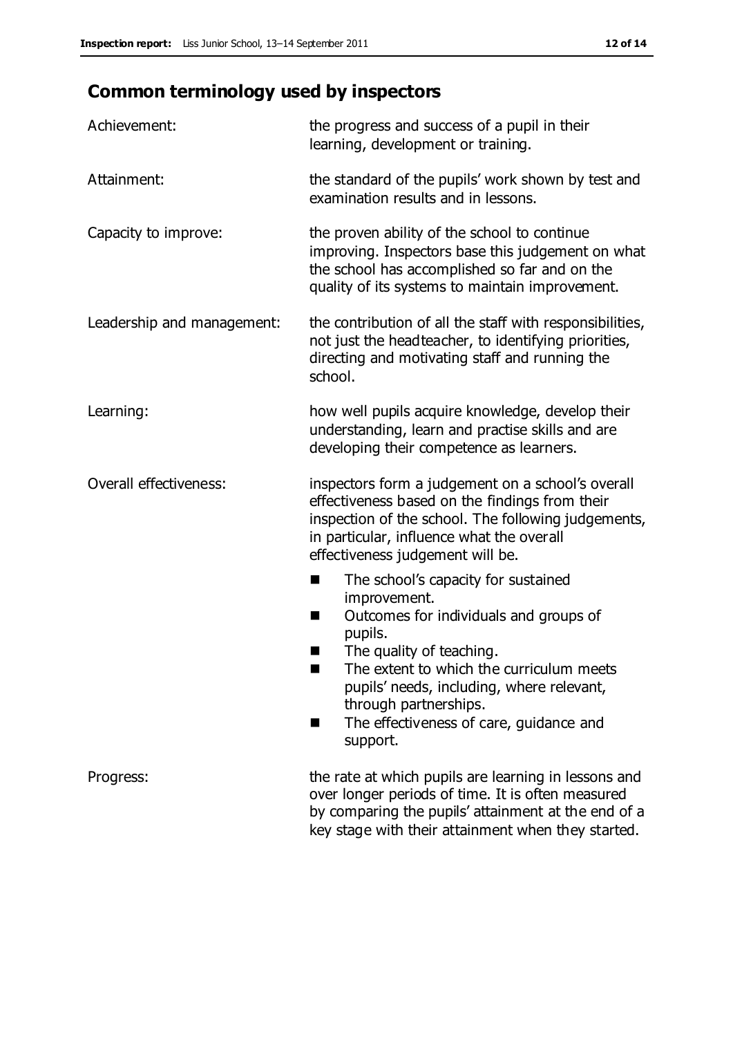## Common terminology used by inspectors

| | |
|---|---|
| Achievement: | the progress and success of a pupil in their learning, development or training. |
| Attainment: | the standard of the pupils' work shown by test and examination results and in lessons. |
| Capacity to improve: | the proven ability of the school to continue improving. Inspectors base this judgement on what the school has accomplished so far and on the quality of its systems to maintain improvement. |
| Leadership and management: | the contribution of all the staff with responsibilities, not just the headteacher, to identifying priorities, directing and motivating staff and running the school. |
| Learning: | how well pupils acquire knowledge, develop their understanding, learn and practise skills and are developing their competence as learners. |
| Overall effectiveness: | inspectors form a judgement on a school's overall effectiveness based on the findings from their inspection of the school. The following judgements, in particular, influence what the overall effectiveness judgement will be.<br>■ The school's capacity for sustained improvement.<br>■ Outcomes for individuals and groups of pupils.<br>■ The quality of teaching.<br>■ The extent to which the curriculum meets pupils' needs, including, where relevant, through partnerships.<br>■ The effectiveness of care, guidance and support. |
| Progress: | the rate at which pupils are learning in lessons and over longer periods of time. It is often measured by comparing the pupils' attainment at the end of a key stage with their attainment when they started. |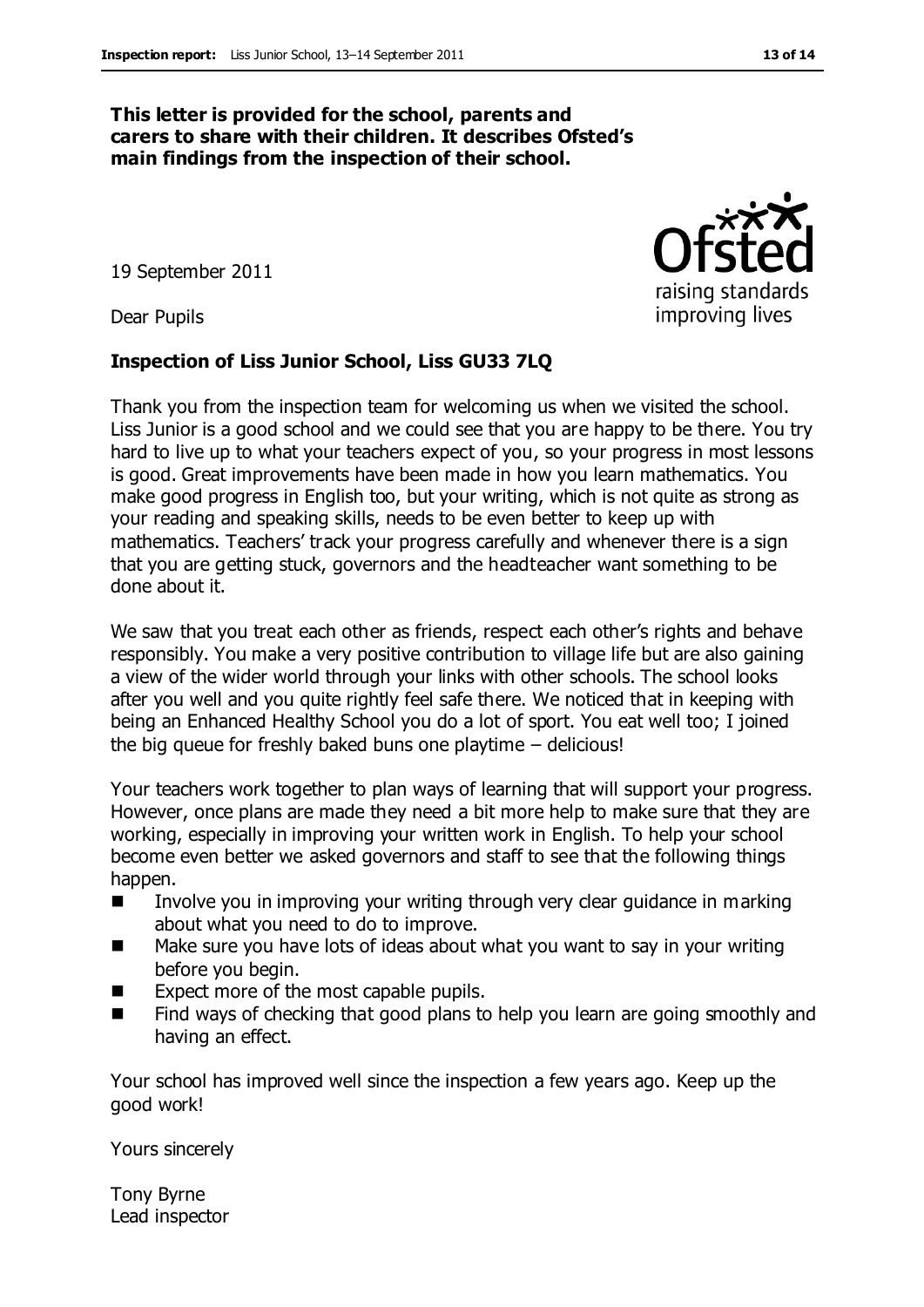**This letter is provided for the school, parents and carers to share with their children. It describes Ofsted's main findings from the inspection of their school.**

19 September 2011

Dear Pupils

**Inspection of Liss Junior School, Liss GU33 7LQ**

Thank you from the inspection team for welcoming us when we visited the school. Liss Junior is a good school and we could see that you are happy to be there. You try hard to live up to what your teachers expect of you, so your progress in most lessons is good. Great improvements have been made in how you learn mathematics. You make good progress in English too, but your writing, which is not quite as strong as your reading and speaking skills, needs to be even better to keep up with mathematics. Teachers' track your progress carefully and whenever there is a sign that you are getting stuck, governors and the headteacher want something to be done about it.

We saw that you treat each other as friends, respect each other's rights and behave responsibly. You make a very positive contribution to village life but are also gaining a view of the wider world through your links with other schools. The school looks after you well and you quite rightly feel safe there. We noticed that in keeping with being an Enhanced Healthy School you do a lot of sport. You eat well too; I joined the big queue for freshly baked buns one playtime – delicious!

Your teachers work together to plan ways of learning that will support your progress. However, once plans are made they need a bit more help to make sure that they are working, especially in improving your written work in English. To help your school become even better we asked governors and staff to see that the following things happen.

- Involve you in improving your writing through very clear guidance in marking about what you need to do to improve.
- Make sure you have lots of ideas about what you want to say in your writing before you begin.
- Expect more of the most capable pupils.
- Find ways of checking that good plans to help you learn are going smoothly and having an effect.

Your school has improved well since the inspection a few years ago. Keep up the good work!

Yours sincerely

Tony Byrne
Lead inspector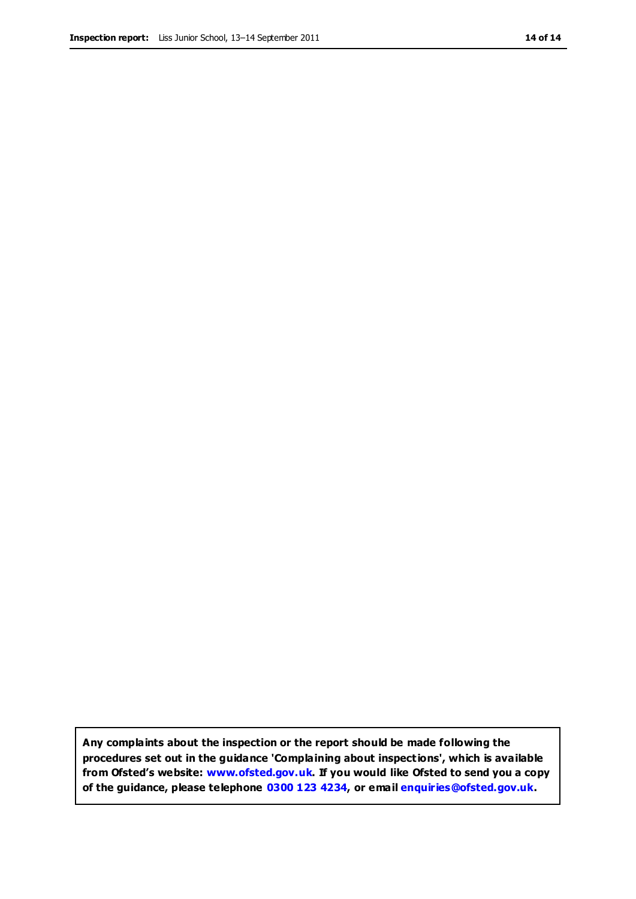**Any complaints about the inspection or the report should be made following the procedures set out in the guidance 'Complaining about inspections', which is available from Ofsted's website: www.ofsted.gov.uk. If you would like Ofsted to send you a copy of the guidance, please telephone 0300 123 4234, or email enquiries@ofsted.gov.uk.**